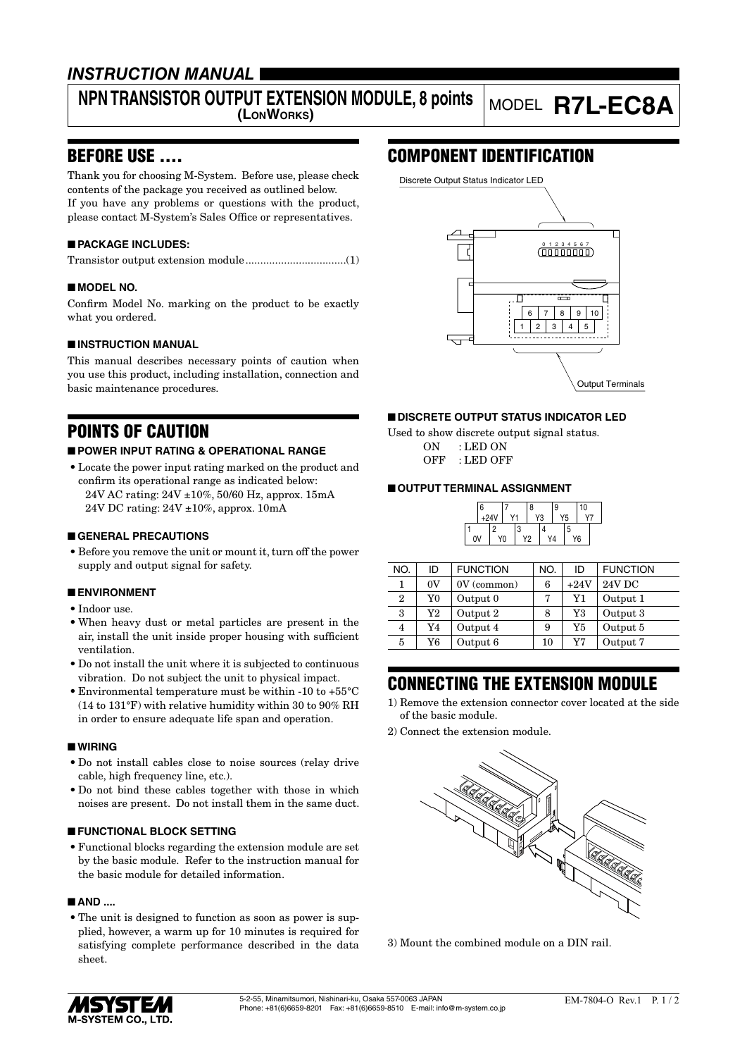# INSTRUCTION MANUAL

## NPN TRANSISTOR OUTPUT EXTENSION MODULE, 8 points (LonWorks)

MODEL **R7L-EC8A**

## BEFORE USE ....

Thank you for choosing M-System. Before use, please check contents of the package you received as outlined below.
If you have any problems or questions with the product, please contact M-System's Sales Office or representatives.

### ■ PACKAGE INCLUDES:

Transistor output extension module .................................(1)

### ■ MODEL NO.

Confirm Model No. marking on the product to be exactly what you ordered.

### ■ INSTRUCTION MANUAL

This manual describes necessary points of caution when you use this product, including installation, connection and basic maintenance procedures.

## POINTS OF CAUTION

### ■ POWER INPUT RATING & OPERATIONAL RANGE

- Locate the power input rating marked on the product and confirm its operational range as indicated below:
  24V AC rating: 24V ±10%, 50/60 Hz, approx. 15mA
  24V DC rating: 24V ±10%, approx. 10mA

### ■ GENERAL PRECAUTIONS

- Before you remove the unit or mount it, turn off the power supply and output signal for safety.

### ■ ENVIRONMENT

- Indoor use.
- When heavy dust or metal particles are present in the air, install the unit inside proper housing with sufficient ventilation.
- Do not install the unit where it is subjected to continuous vibration. Do not subject the unit to physical impact.
- Environmental temperature must be within -10 to +55°C (14 to 131°F) with relative humidity within 30 to 90% RH in order to ensure adequate life span and operation.

### ■ WIRING

- Do not install cables close to noise sources (relay drive cable, high frequency line, etc.).
- Do not bind these cables together with those in which noises are present. Do not install them in the same duct.

### ■ FUNCTIONAL BLOCK SETTING

- Functional blocks regarding the extension module are set by the basic module. Refer to the instruction manual for the basic module for detailed information.

### ■ AND ....

- The unit is designed to function as soon as power is supplied, however, a warm up for 10 minutes is required for satisfying complete performance described in the data sheet.

## COMPONENT IDENTIFICATION

Discrete Output Status Indicator LED

Output Terminals

### ■ DISCRETE OUTPUT STATUS INDICATOR LED

Used to show discrete output signal status.

ON : LED ON
OFF : LED OFF

### ■ OUTPUT TERMINAL ASSIGNMENT

| NO. | ID | FUNCTION | NO. | ID | FUNCTION |
|---|---|---|---|---|---|
| 1 | 0V | 0V (common) | 6 | +24V | 24V DC |
| 2 | Y0 | Output 0 | 7 | Y1 | Output 1 |
| 3 | Y2 | Output 2 | 8 | Y3 | Output 3 |
| 4 | Y4 | Output 4 | 9 | Y5 | Output 5 |
| 5 | Y6 | Output 6 | 10 | Y7 | Output 7 |

## CONNECTING THE EXTENSION MODULE

1) Remove the extension connector cover located at the side of the basic module.
2) Connect the extension module.

3) Mount the combined module on a DIN rail.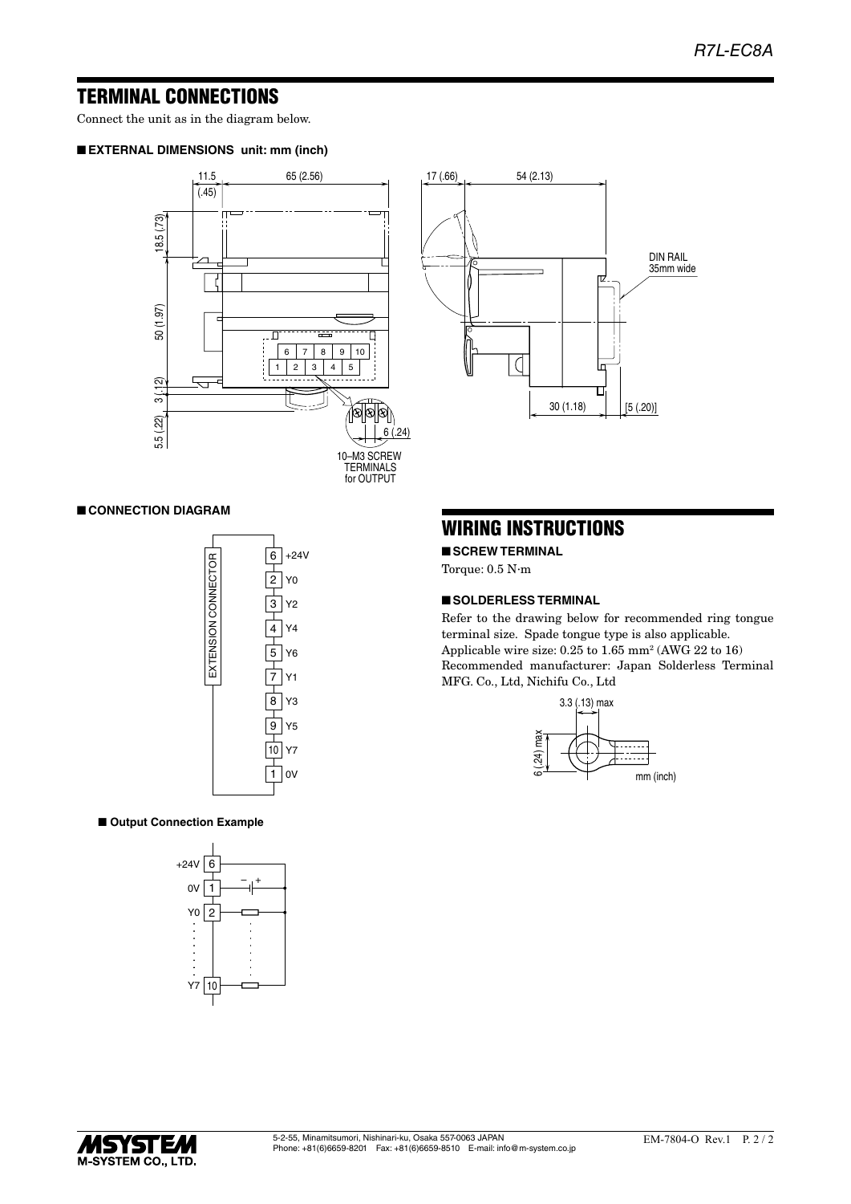## TERMINAL CONNECTIONS

Connect the unit as in the diagram below.

### ■ EXTERNAL DIMENSIONS unit: mm (inch)

11.5 (.45)
65 (2.56)
17 (.66)
54 (2.13)
18.5 (.73)
50 (1.97)
3 (.12)
5.5 (.22)
6 7 8 9 10
1 2 3 4 5
6 (.24)
10–M3 SCREW TERMINALS for OUTPUT
DIN RAIL 35mm wide
30 (1.18)
[5 (.20)]

### ■ CONNECTION DIAGRAM

EXTENSION CONNECTOR
6 +24V
2 Y0
3 Y2
4 Y4
5 Y6
7 Y1
8 Y3
9 Y5
10 Y7
1 0V

#### ■ Output Connection Example

+24V 6
0V 1
Y0 2
Y7 10

## WIRING INSTRUCTIONS

### ■ SCREW TERMINAL

Torque: 0.5 N·m

### ■ SOLDERLESS TERMINAL

Refer to the drawing below for recommended ring tongue terminal size. Spade tongue type is also applicable.
Applicable wire size: 0.25 to 1.65 mm² (AWG 22 to 16)
Recommended manufacturer: Japan Solderless Terminal MFG. Co., Ltd, Nichifu Co., Ltd

3.3 (.13) max
6 (.24) max
mm (inch)